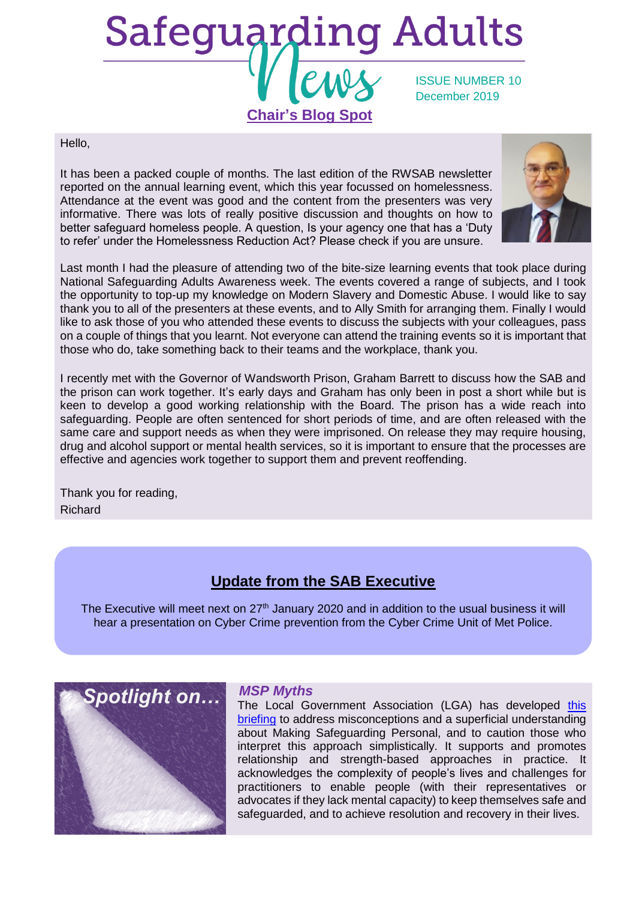# Safeguarding Adults News

ISSUE NUMBER 10
December 2019

## Chair's Blog Spot

Hello,

It has been a packed couple of months. The last edition of the RWSAB newsletter reported on the annual learning event, which this year focussed on homelessness. Attendance at the event was good and the content from the presenters was very informative. There was lots of really positive discussion and thoughts on how to better safeguard homeless people. A question, Is your agency one that has a 'Duty to refer' under the Homelessness Reduction Act? Please check if you are unsure.

Last month I had the pleasure of attending two of the bite-size learning events that took place during National Safeguarding Adults Awareness week. The events covered a range of subjects, and I took the opportunity to top-up my knowledge on Modern Slavery and Domestic Abuse. I would like to say thank you to all of the presenters at these events, and to Ally Smith for arranging them. Finally I would like to ask those of you who attended these events to discuss the subjects with your colleagues, pass on a couple of things that you learnt. Not everyone can attend the training events so it is important that those who do, take something back to their teams and the workplace, thank you.

I recently met with the Governor of Wandsworth Prison, Graham Barrett to discuss how the SAB and the prison can work together. It's early days and Graham has only been in post a short while but is keen to develop a good working relationship with the Board. The prison has a wide reach into safeguarding. People are often sentenced for short periods of time, and are often released with the same care and support needs as when they were imprisoned. On release they may require housing, drug and alcohol support or mental health services, so it is important to ensure that the processes are effective and agencies work together to support them and prevent reoffending.

Thank you for reading,
Richard

## Update from the SAB Executive

The Executive will meet next on 27th January 2020 and in addition to the usual business it will hear a presentation on Cyber Crime prevention from the Cyber Crime Unit of Met Police.

## Spotlight on…

### *MSP Myths*

The Local Government Association (LGA) has developed this briefing to address misconceptions and a superficial understanding about Making Safeguarding Personal, and to caution those who interpret this approach simplistically. It supports and promotes relationship and strength-based approaches in practice. It acknowledges the complexity of people's lives and challenges for practitioners to enable people (with their representatives or advocates if they lack mental capacity) to keep themselves safe and safeguarded, and to achieve resolution and recovery in their lives.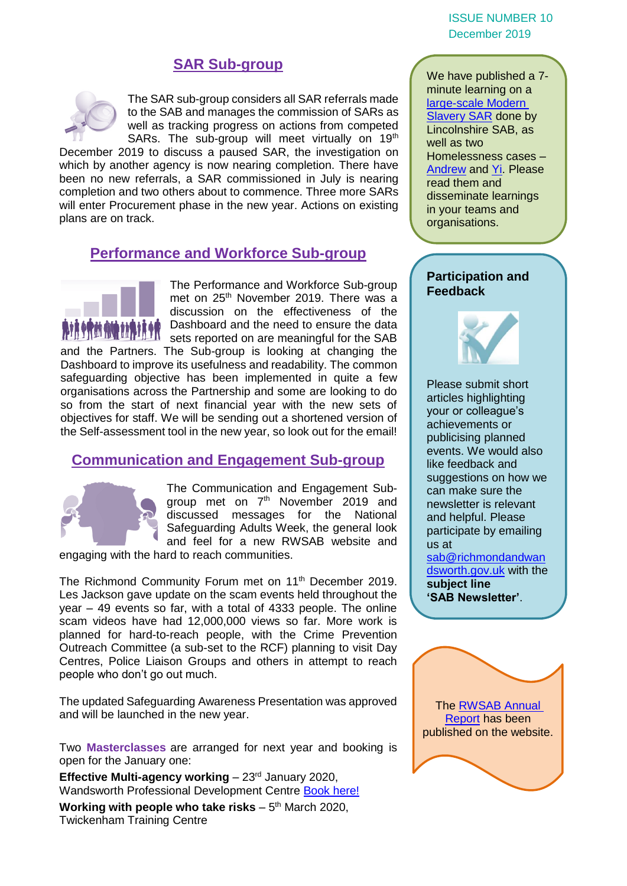## SAR Sub-group

The SAR sub-group considers all SAR referrals made to the SAB and manages the commission of SARs as well as tracking progress on actions from competed SARs. The sub-group will meet virtually on 19th December 2019 to discuss a paused SAR, the investigation on which by another agency is now nearing completion. There have been no new referrals, a SAR commissioned in July is nearing completion and two others about to commence. Three more SARs will enter Procurement phase in the new year. Actions on existing plans are on track.

## Performance and Workforce Sub-group

The Performance and Workforce Sub-group met on 25th November 2019. There was a discussion on the effectiveness of the Dashboard and the need to ensure the data sets reported on are meaningful for the SAB and the Partners. The Sub-group is looking at changing the Dashboard to improve its usefulness and readability. The common safeguarding objective has been implemented in quite a few organisations across the Partnership and some are looking to do so from the start of next financial year with the new sets of objectives for staff. We will be sending out a shortened version of the Self-assessment tool in the new year, so look out for the email!

## Communication and Engagement Sub-group

The Communication and Engagement Sub-group met on 7th November 2019 and discussed messages for the National Safeguarding Adults Week, the general look and feel for a new RWSAB website and engaging with the hard to reach communities.

The Richmond Community Forum met on 11th December 2019. Les Jackson gave update on the scam events held throughout the year – 49 events so far, with a total of 4333 people. The online scam videos have had 12,000,000 views so far. More work is planned for hard-to-reach people, with the Crime Prevention Outreach Committee (a sub-set to the RCF) planning to visit Day Centres, Police Liaison Groups and others in attempt to reach people who don't go out much.

The updated Safeguarding Awareness Presentation was approved and will be launched in the new year.

Two **Masterclasses** are arranged for next year and booking is open for the January one:

**Effective Multi-agency working** – 23rd January 2020, Wandsworth Professional Development Centre Book here!

**Working with people who take risks** – 5th March 2020, Twickenham Training Centre

---

We have published a 7-minute learning on a large-scale Modern Slavery SAR done by Lincolnshire SAB, as well as two Homelessness cases – Andrew and Yi. Please read them and disseminate learnings in your teams and organisations.

### Participation and Feedback

Please submit short articles highlighting your or colleague's achievements or publicising planned events. We would also like feedback and suggestions on how we can make sure the newsletter is relevant and helpful. Please participate by emailing us at sab@richmondandwandsworth.gov.uk with the **subject line 'SAB Newsletter'**.

The RWSAB Annual Report has been published on the website.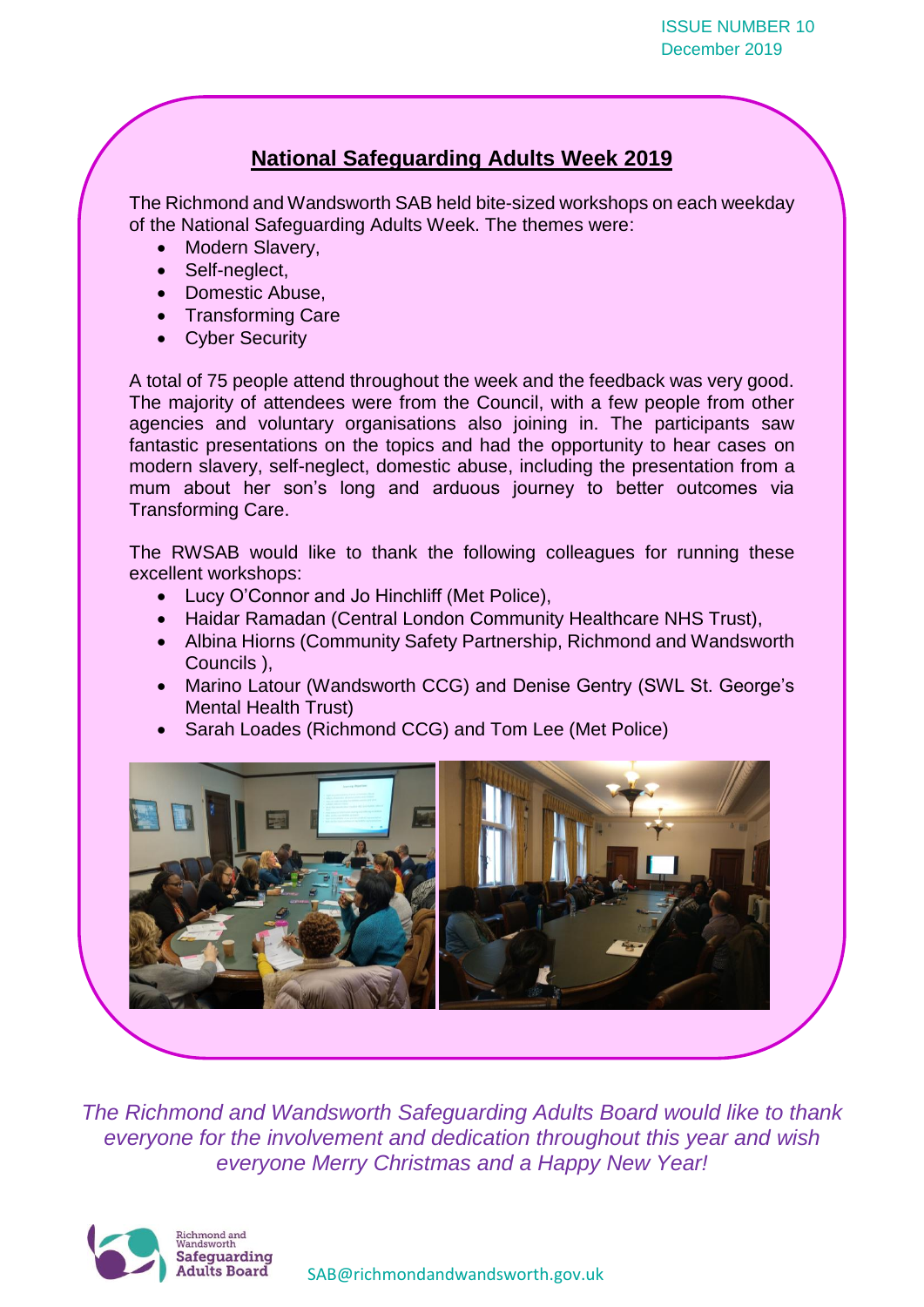## National Safeguarding Adults Week 2019

The Richmond and Wandsworth SAB held bite-sized workshops on each weekday of the National Safeguarding Adults Week. The themes were:

- Modern Slavery,
- Self-neglect,
- Domestic Abuse,
- Transforming Care
- Cyber Security

A total of 75 people attend throughout the week and the feedback was very good. The majority of attendees were from the Council, with a few people from other agencies and voluntary organisations also joining in. The participants saw fantastic presentations on the topics and had the opportunity to hear cases on modern slavery, self-neglect, domestic abuse, including the presentation from a mum about her son's long and arduous journey to better outcomes via Transforming Care.

The RWSAB would like to thank the following colleagues for running these excellent workshops:

- Lucy O'Connor and Jo Hinchliff (Met Police),
- Haidar Ramadan (Central London Community Healthcare NHS Trust),
- Albina Hiorns (Community Safety Partnership, Richmond and Wandsworth Councils ),
- Marino Latour (Wandsworth CCG) and Denise Gentry (SWL St. George's Mental Health Trust)
- Sarah Loades (Richmond CCG) and Tom Lee (Met Police)

*The Richmond and Wandsworth Safeguarding Adults Board would like to thank everyone for the involvement and dedication throughout this year and wish everyone Merry Christmas and a Happy New Year!*

Richmond and Wandsworth Safeguarding Adults Board

SAB@richmondandwandsworth.gov.uk